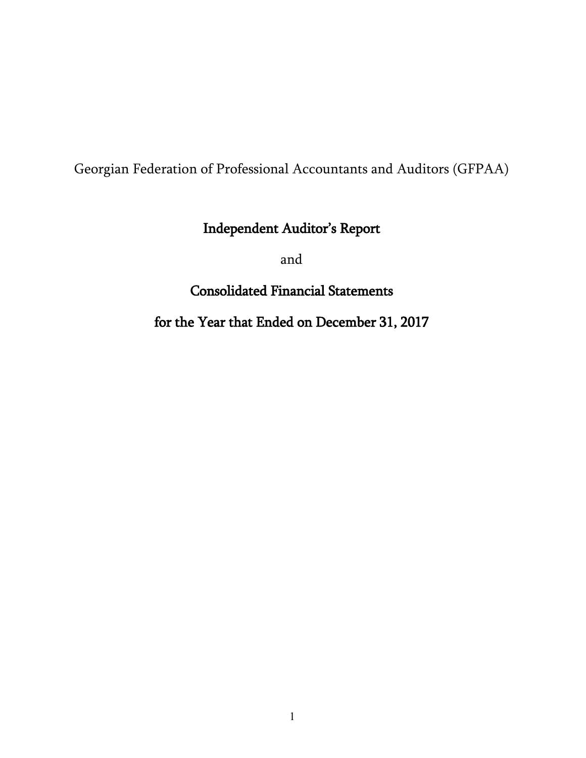Georgian Federation of Professional Accountants and Auditors (GFPAA)

# Independent Auditor's Report

and

# Consolidated Financial Statements

# for the Year that Ended on December 31, 2017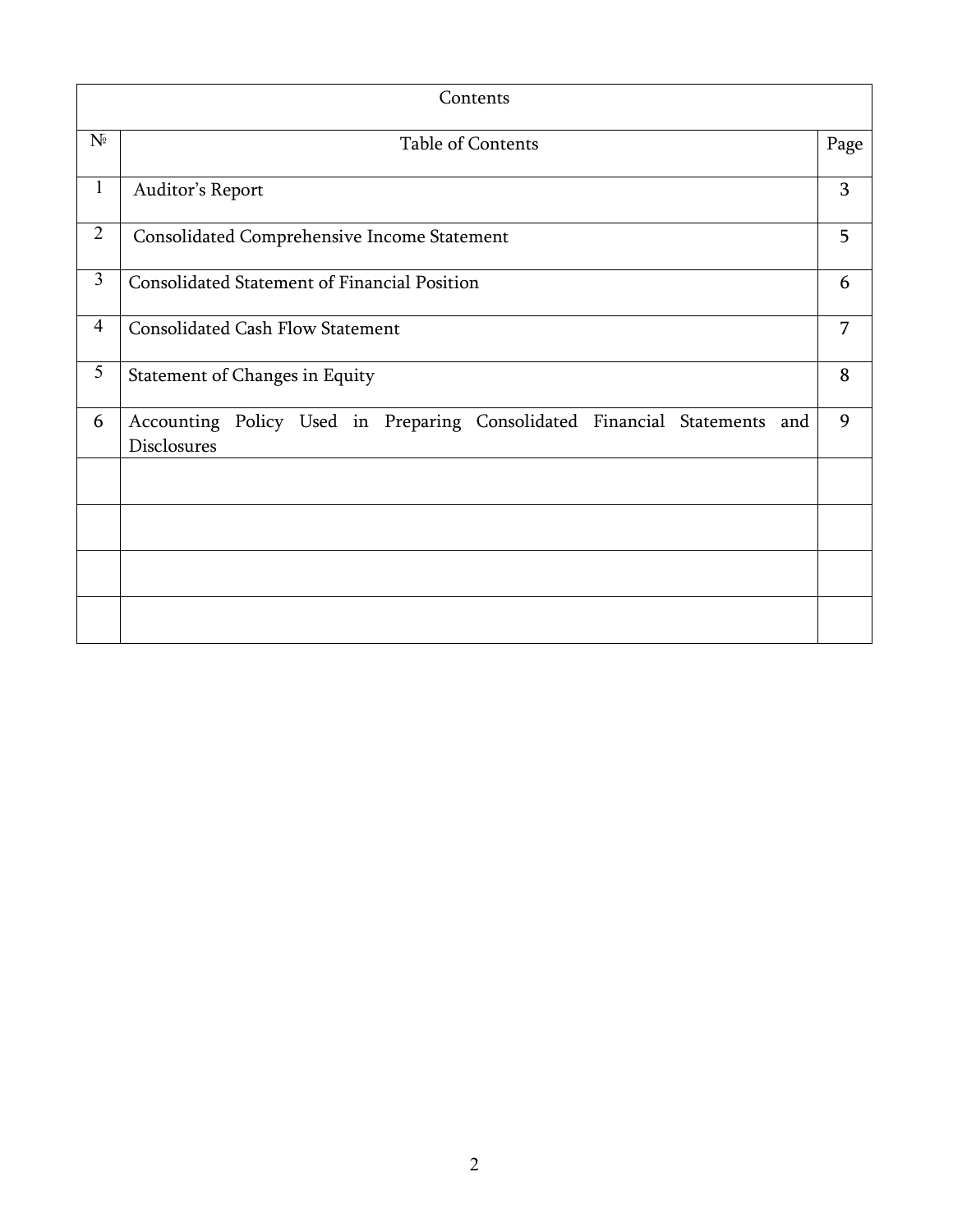| Contents | | |
|---|---|---|
| № | Table of Contents | Page |
| 1 | Auditor's Report | 3 |
| 2 | Consolidated Comprehensive Income Statement | 5 |
| 3 | Consolidated Statement of Financial Position | 6 |
| 4 | Consolidated Cash Flow Statement | 7 |
| 5 | Statement of Changes in Equity | 8 |
| 6 | Accounting Policy Used in Preparing Consolidated Financial Statements and Disclosures | 9 |
| | | |
| | | |
| | | |
| | | |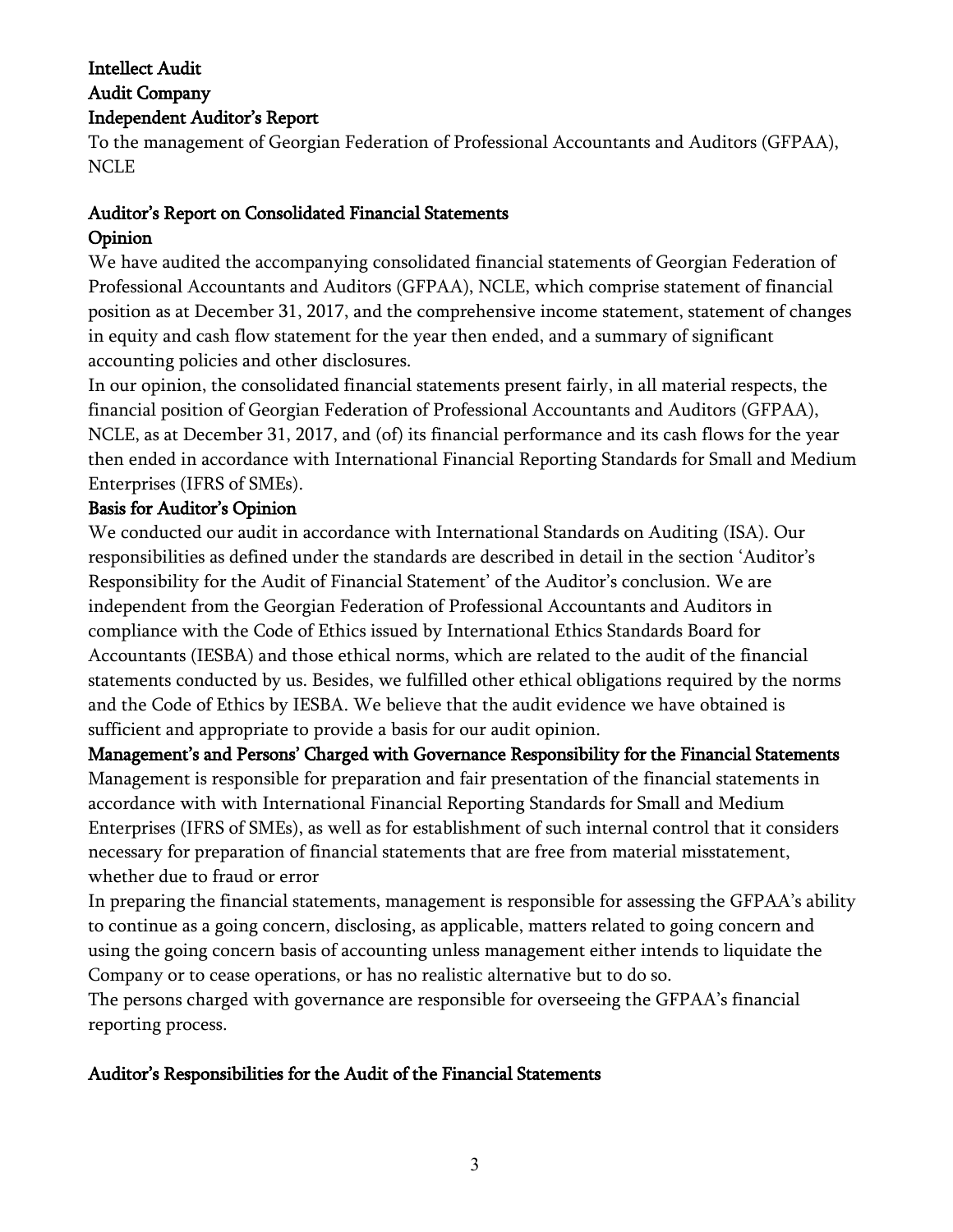**Intellect Audit**
**Audit Company**
**Independent Auditor's Report**

To the management of Georgian Federation of Professional Accountants and Auditors (GFPAA), NCLE

## Auditor's Report on Consolidated Financial Statements

### Opinion

We have audited the accompanying consolidated financial statements of Georgian Federation of Professional Accountants and Auditors (GFPAA), NCLE, which comprise statement of financial position as at December 31, 2017, and the comprehensive income statement, statement of changes in equity and cash flow statement for the year then ended, and a summary of significant accounting policies and other disclosures.

In our opinion, the consolidated financial statements present fairly, in all material respects, the financial position of Georgian Federation of Professional Accountants and Auditors (GFPAA), NCLE, as at December 31, 2017, and (of) its financial performance and its cash flows for the year then ended in accordance with International Financial Reporting Standards for Small and Medium Enterprises (IFRS of SMEs).

### Basis for Auditor's Opinion

We conducted our audit in accordance with International Standards on Auditing (ISA). Our responsibilities as defined under the standards are described in detail in the section 'Auditor's Responsibility for the Audit of Financial Statement' of the Auditor's conclusion. We are independent from the Georgian Federation of Professional Accountants and Auditors in compliance with the Code of Ethics issued by International Ethics Standards Board for Accountants (IESBA) and those ethical norms, which are related to the audit of the financial statements conducted by us. Besides, we fulfilled other ethical obligations required by the norms and the Code of Ethics by IESBA. We believe that the audit evidence we have obtained is sufficient and appropriate to provide a basis for our audit opinion.

### Management's and Persons' Charged with Governance Responsibility for the Financial Statements

Management is responsible for preparation and fair presentation of the financial statements in accordance with with International Financial Reporting Standards for Small and Medium Enterprises (IFRS of SMEs), as well as for establishment of such internal control that it considers necessary for preparation of financial statements that are free from material misstatement, whether due to fraud or error

In preparing the financial statements, management is responsible for assessing the GFPAA's ability to continue as a going concern, disclosing, as applicable, matters related to going concern and using the going concern basis of accounting unless management either intends to liquidate the Company or to cease operations, or has no realistic alternative but to do so.

The persons charged with governance are responsible for overseeing the GFPAA's financial reporting process.

### Auditor's Responsibilities for the Audit of the Financial Statements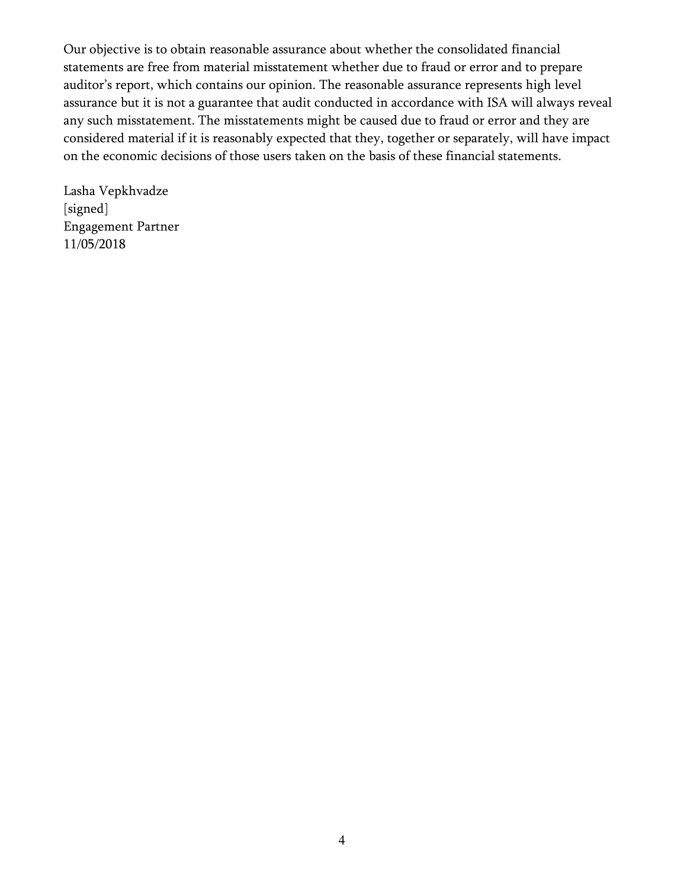Our objective is to obtain reasonable assurance about whether the consolidated financial statements are free from material misstatement whether due to fraud or error and to prepare auditor's report, which contains our opinion. The reasonable assurance represents high level assurance but it is not a guarantee that audit conducted in accordance with ISA will always reveal any such misstatement. The misstatements might be caused due to fraud or error and they are considered material if it is reasonably expected that they, together or separately, will have impact on the economic decisions of those users taken on the basis of these financial statements.

Lasha Vepkhvadze  
[signed]  
Engagement Partner  
11/05/2018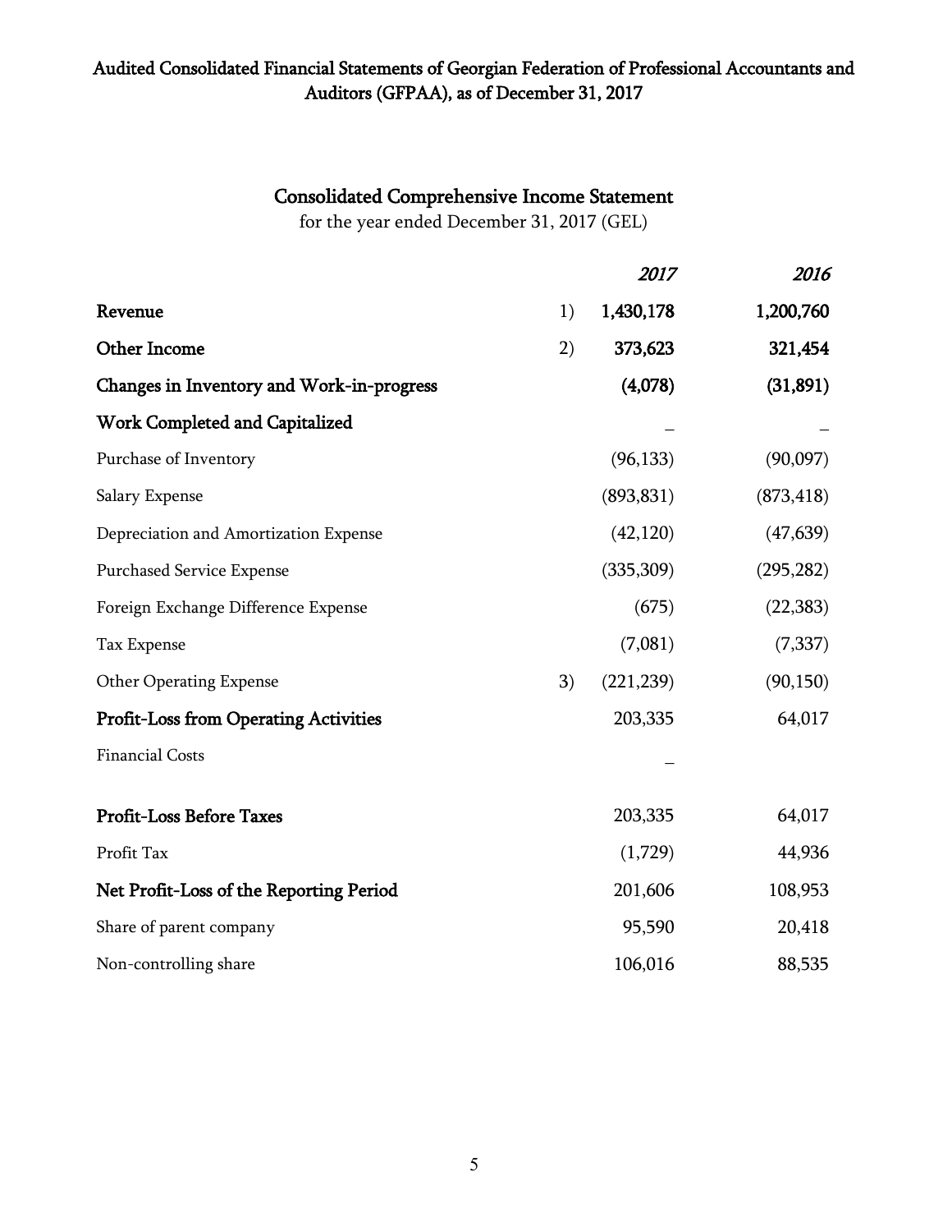# Audited Consolidated Financial Statements of Georgian Federation of Professional Accountants and Auditors (GFPAA), as of December 31, 2017

## Consolidated Comprehensive Income Statement

for the year ended December 31, 2017 (GEL)

| | | *2017* | *2016* |
|---|---|---|---|
| **Revenue** | 1) | **1,430,178** | **1,200,760** |
| **Other Income** | 2) | **373,623** | **321,454** |
| **Changes in Inventory and Work-in-progress** | | **(4,078)** | **(31,891)** |
| **Work Completed and Capitalized** | | – | – |
| Purchase of Inventory | | (96,133) | (90,097) |
| Salary Expense | | (893,831) | (873,418) |
| Depreciation and Amortization Expense | | (42,120) | (47,639) |
| Purchased Service Expense | | (335,309) | (295,282) |
| Foreign Exchange Difference Expense | | (675) | (22,383) |
| Tax Expense | | (7,081) | (7,337) |
| Other Operating Expense | 3) | (221,239) | (90,150) |
| **Profit-Loss from Operating Activities** | | 203,335 | 64,017 |
| Financial Costs | | – | |
| **Profit-Loss Before Taxes** | | 203,335 | 64,017 |
| Profit Tax | | (1,729) | 44,936 |
| **Net Profit-Loss of the Reporting Period** | | 201,606 | 108,953 |
| Share of parent company | | 95,590 | 20,418 |
| Non-controlling share | | 106,016 | 88,535 |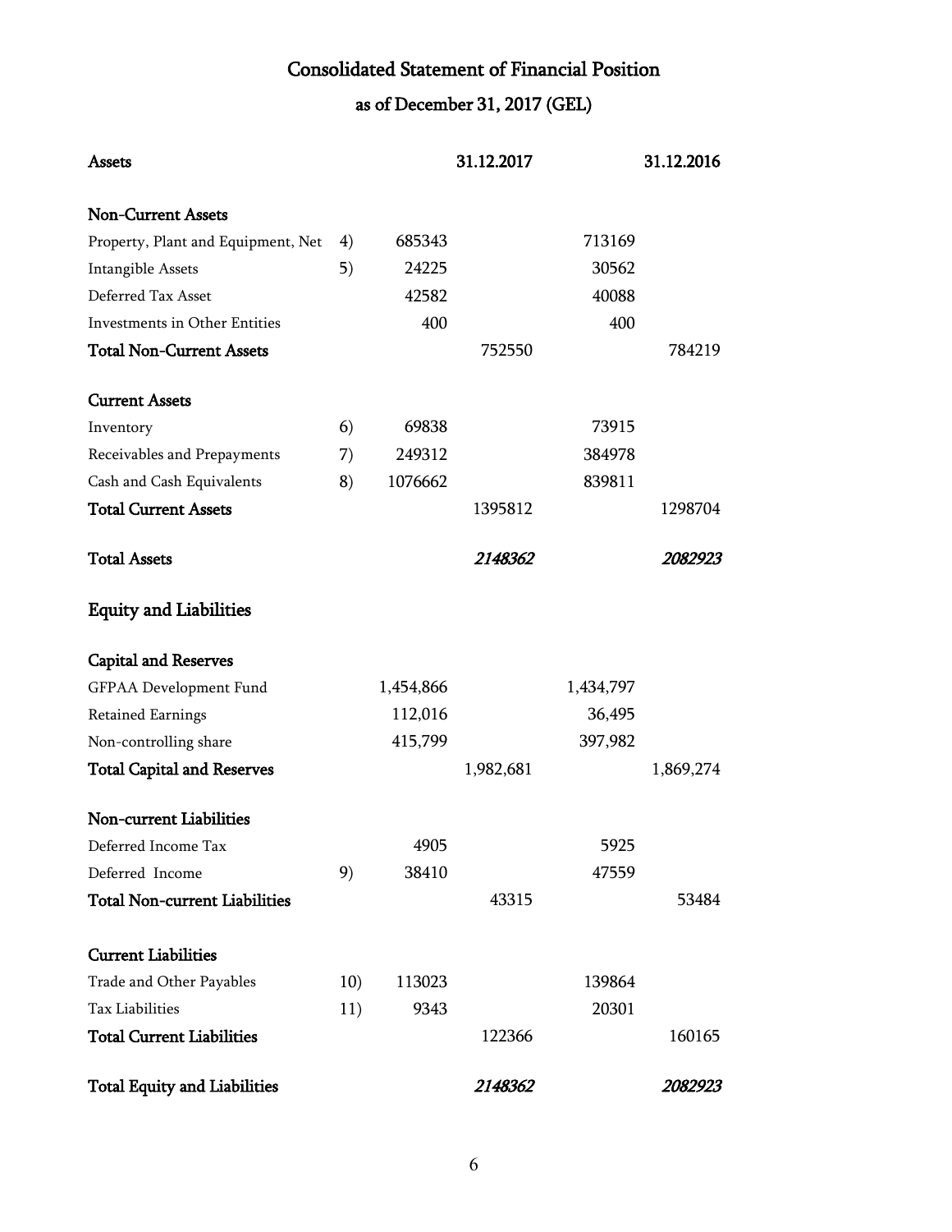# Consolidated Statement of Financial Position

## as of December 31, 2017 (GEL)

| Assets | | 31.12.2017 | | 31.12.2016 | |
|---|---|---|---|---|---|
| **Non-Current Assets** | | | | | |
| Property, Plant and Equipment, Net | 4) | 685343 | | 713169 | |
| Intangible Assets | 5) | 24225 | | 30562 | |
| Deferred Tax Asset | | 42582 | | 40088 | |
| Investments in Other Entities | | 400 | | 400 | |
| **Total Non-Current Assets** | | | 752550 | | 784219 |
| **Current Assets** | | | | | |
| Inventory | 6) | 69838 | | 73915 | |
| Receivables and Prepayments | 7) | 249312 | | 384978 | |
| Cash and Cash Equivalents | 8) | 1076662 | | 839811 | |
| **Total Current Assets** | | | 1395812 | | 1298704 |
| **Total Assets** | | | *2148362* | | *2082923* |
| **Equity and Liabilities** | | | | | |
| **Capital and Reserves** | | | | | |
| GFPAA Development Fund | | 1,454,866 | | 1,434,797 | |
| Retained Earnings | | 112,016 | | 36,495 | |
| Non-controlling share | | 415,799 | | 397,982 | |
| **Total Capital and Reserves** | | | 1,982,681 | | 1,869,274 |
| **Non-current Liabilities** | | | | | |
| Deferred Income Tax | | 4905 | | 5925 | |
| Deferred Income | 9) | 38410 | | 47559 | |
| **Total Non-current Liabilities** | | | 43315 | | 53484 |
| **Current Liabilities** | | | | | |
| Trade and Other Payables | 10) | 113023 | | 139864 | |
| Tax Liabilities | 11) | 9343 | | 20301 | |
| **Total Current Liabilities** | | | 122366 | | 160165 |
| **Total Equity and Liabilities** | | | *2148362* | | *2082923* |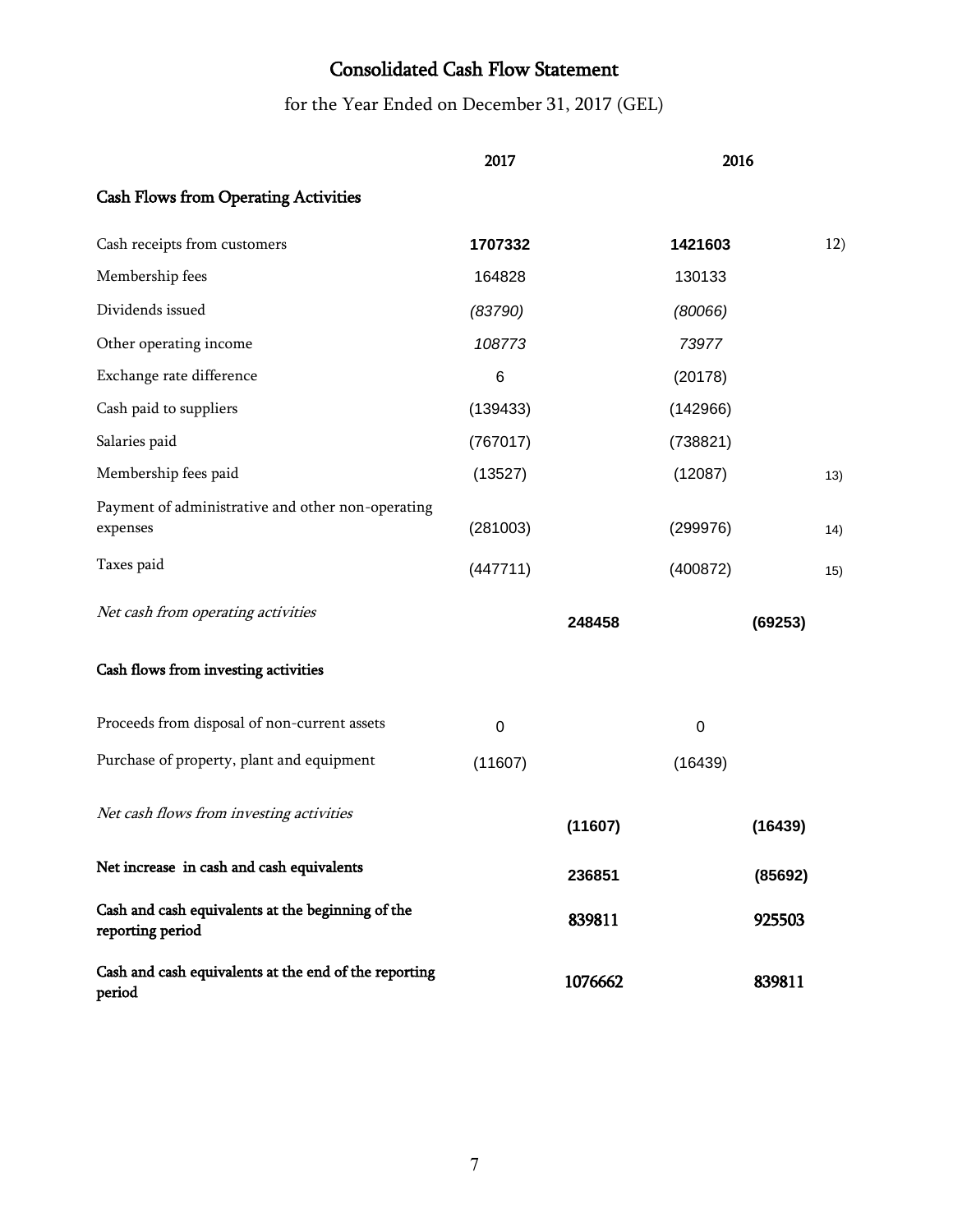# Consolidated Cash Flow Statement

for the Year Ended on December 31, 2017 (GEL)

| | 2017 | | 2016 | | |
|---|---|---|---|---|---|
| **Cash Flows from Operating Activities** | | | | | |
| Cash receipts from customers | **1707332** | | **1421603** | | 12) |
| Membership fees | 164828 | | 130133 | | |
| Dividends issued | *(83790)* | | *(80066)* | | |
| Other operating income | *108773* | | *73977* | | |
| Exchange rate difference | 6 | | (20178) | | |
| Cash paid to suppliers | (139433) | | (142966) | | |
| Salaries paid | (767017) | | (738821) | | |
| Membership fees paid | (13527) | | (12087) | | 13) |
| Payment of administrative and other non-operating expenses | (281003) | | (299976) | | 14) |
| Taxes paid | (447711) | | (400872) | | 15) |
| *Net cash from operating activities* | | **248458** | | **(69253)** | |
| **Cash flows from investing activities** | | | | | |
| Proceeds from disposal of non-current assets | 0 | | 0 | | |
| Purchase of property, plant and equipment | (11607) | | (16439) | | |
| *Net cash flows from investing activities* | | **(11607)** | | **(16439)** | |
| **Net increase in cash and cash equivalents** | | **236851** | | **(85692)** | |
| **Cash and cash equivalents at the beginning of the reporting period** | | **839811** | | **925503** | |
| **Cash and cash equivalents at the end of the reporting period** | | **1076662** | | **839811** | |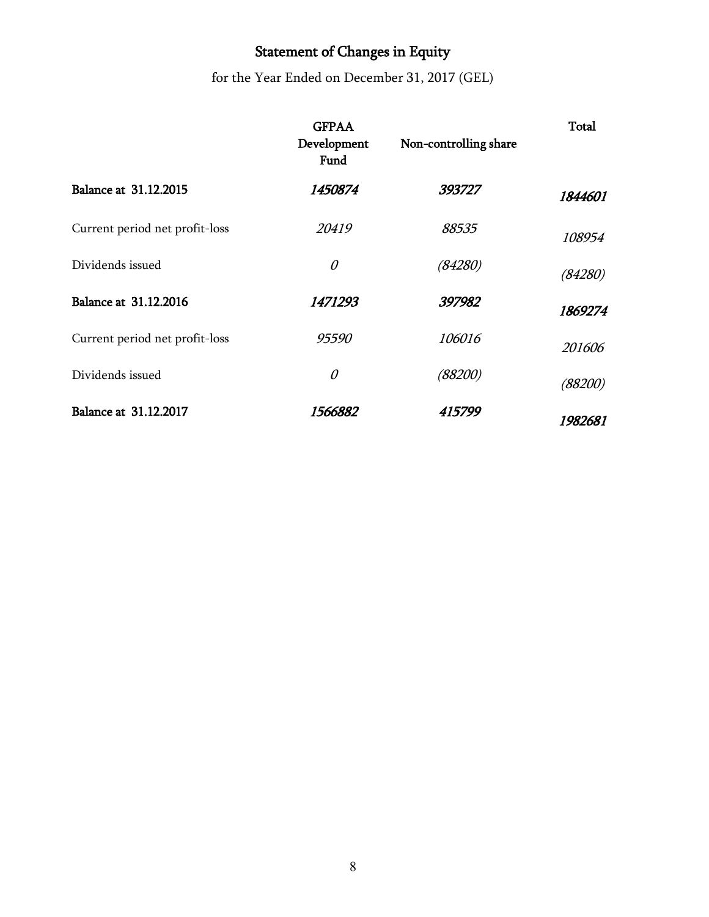# Statement of Changes in Equity

for the Year Ended on December 31, 2017 (GEL)

| | GFPAA Development Fund | Non-controlling share | Total |
|---|---|---|---|
| **Balance at 31.12.2015** | ***1450874*** | ***393727*** | ***1844601*** |
| Current period net profit-loss | *20419* | *88535* | *108954* |
| Dividends issued | *0* | *(84280)* | *(84280)* |
| **Balance at 31.12.2016** | ***1471293*** | ***397982*** | ***1869274*** |
| Current period net profit-loss | *95590* | *106016* | *201606* |
| Dividends issued | *0* | *(88200)* | *(88200)* |
| **Balance at 31.12.2017** | ***1566882*** | ***415799*** | ***1982681*** |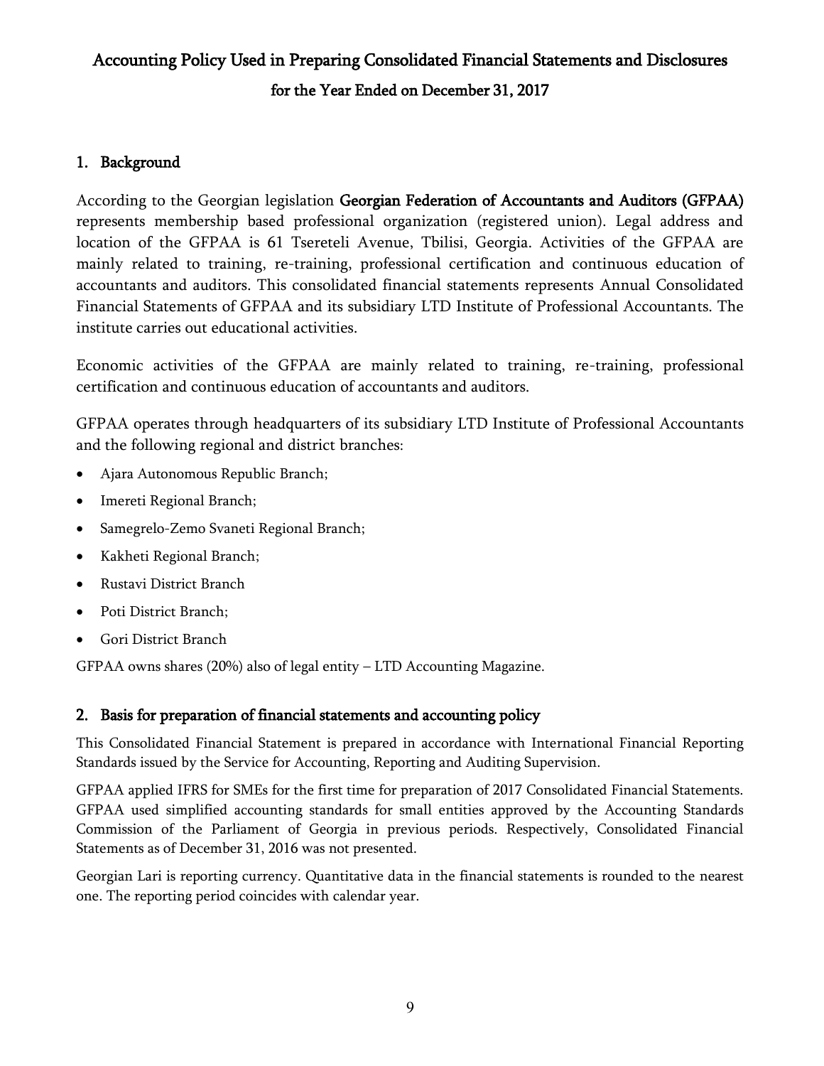# Accounting Policy Used in Preparing Consolidated Financial Statements and Disclosures for the Year Ended on December 31, 2017

## 1. Background

According to the Georgian legislation **Georgian Federation of Accountants and Auditors (GFPAA)** represents membership based professional organization (registered union). Legal address and location of the GFPAA is 61 Tsereteli Avenue, Tbilisi, Georgia. Activities of the GFPAA are mainly related to training, re-training, professional certification and continuous education of accountants and auditors. This consolidated financial statements represents Annual Consolidated Financial Statements of GFPAA and its subsidiary LTD Institute of Professional Accountants. The institute carries out educational activities.

Economic activities of the GFPAA are mainly related to training, re-training, professional certification and continuous education of accountants and auditors.

GFPAA operates through headquarters of its subsidiary LTD Institute of Professional Accountants and the following regional and district branches:

- Ajara Autonomous Republic Branch;
- Imereti Regional Branch;
- Samegrelo-Zemo Svaneti Regional Branch;
- Kakheti Regional Branch;
- Rustavi District Branch
- Poti District Branch;
- Gori District Branch

GFPAA owns shares (20%) also of legal entity – LTD Accounting Magazine.

## 2. Basis for preparation of financial statements and accounting policy

This Consolidated Financial Statement is prepared in accordance with International Financial Reporting Standards issued by the Service for Accounting, Reporting and Auditing Supervision.

GFPAA applied IFRS for SMEs for the first time for preparation of 2017 Consolidated Financial Statements. GFPAA used simplified accounting standards for small entities approved by the Accounting Standards Commission of the Parliament of Georgia in previous periods. Respectively, Consolidated Financial Statements as of December 31, 2016 was not presented.

Georgian Lari is reporting currency. Quantitative data in the financial statements is rounded to the nearest one. The reporting period coincides with calendar year.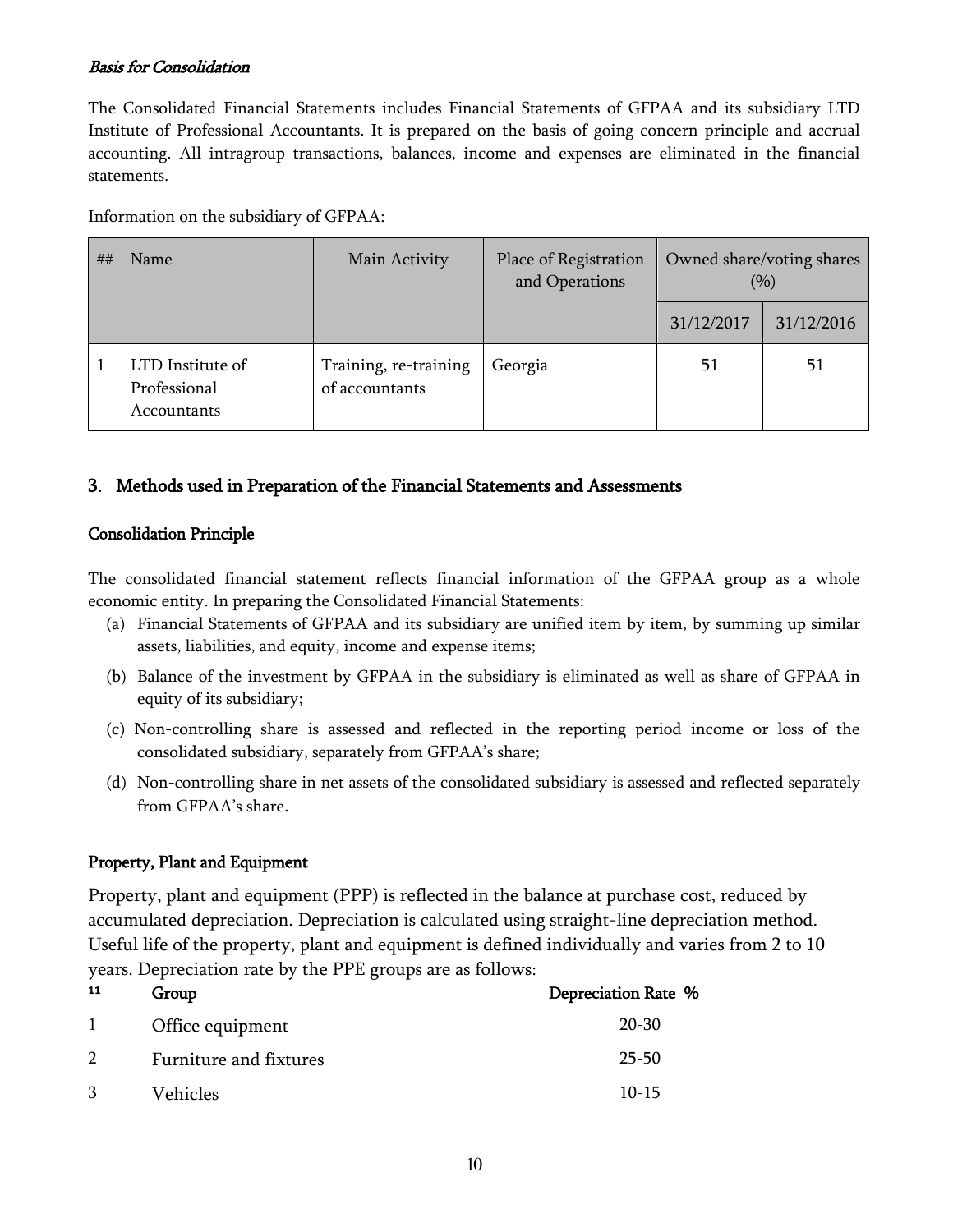*Basis for Consolidation*

The Consolidated Financial Statements includes Financial Statements of GFPAA and its subsidiary LTD Institute of Professional Accountants. It is prepared on the basis of going concern principle and accrual accounting. All intragroup transactions, balances, income and expenses are eliminated in the financial statements.

Information on the subsidiary of GFPAA:

| ## | Name | Main Activity | Place of Registration and Operations | Owned share/voting shares (%) | |
|---|---|---|---|---|---|
| | | | | 31/12/2017 | 31/12/2016 |
| 1 | LTD Institute of Professional Accountants | Training, re-training of accountants | Georgia | 51 | 51 |

## 3. Methods used in Preparation of the Financial Statements and Assessments

### Consolidation Principle

The consolidated financial statement reflects financial information of the GFPAA group as a whole economic entity. In preparing the Consolidated Financial Statements:

(a) Financial Statements of GFPAA and its subsidiary are unified item by item, by summing up similar assets, liabilities, and equity, income and expense items;

(b) Balance of the investment by GFPAA in the subsidiary is eliminated as well as share of GFPAA in equity of its subsidiary;

(c) Non-controlling share is assessed and reflected in the reporting period income or loss of the consolidated subsidiary, separately from GFPAA's share;

(d) Non-controlling share in net assets of the consolidated subsidiary is assessed and reflected separately from GFPAA's share.

### Property, Plant and Equipment

Property, plant and equipment (PPP) is reflected in the balance at purchase cost, reduced by accumulated depreciation. Depreciation is calculated using straight-line depreciation method. Useful life of the property, plant and equipment is defined individually and varies from 2 to 10 years. Depreciation rate by the PPE groups are as follows:

| ## | Group | Depreciation Rate % |
|---|---|---|
| 1 | Office equipment | 20-30 |
| 2 | Furniture and fixtures | 25-50 |
| 3 | Vehicles | 10-15 |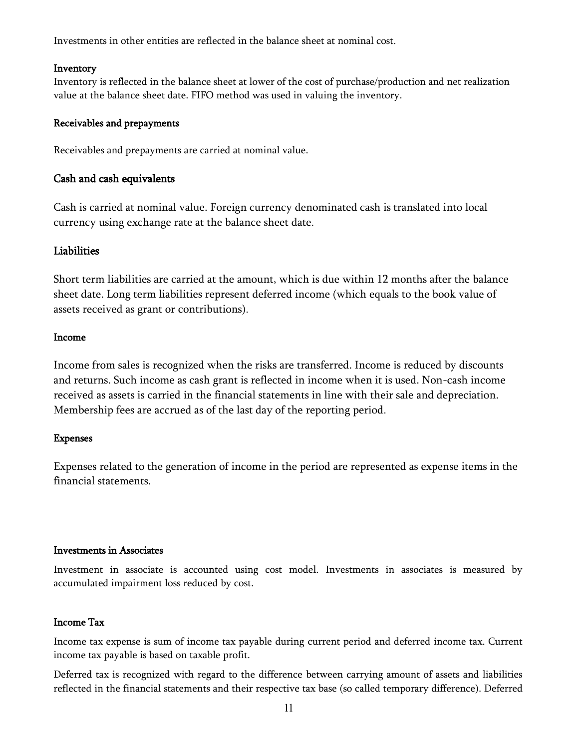Investments in other entities are reflected in the balance sheet at nominal cost.

### Inventory

Inventory is reflected in the balance sheet at lower of the cost of purchase/production and net realization value at the balance sheet date. FIFO method was used in valuing the inventory.

### Receivables and prepayments

Receivables and prepayments are carried at nominal value.

### Cash and cash equivalents

Cash is carried at nominal value. Foreign currency denominated cash is translated into local currency using exchange rate at the balance sheet date.

### Liabilities

Short term liabilities are carried at the amount, which is due within 12 months after the balance sheet date. Long term liabilities represent deferred income (which equals to the book value of assets received as grant or contributions).

### Income

Income from sales is recognized when the risks are transferred. Income is reduced by discounts and returns. Such income as cash grant is reflected in income when it is used. Non-cash income received as assets is carried in the financial statements in line with their sale and depreciation. Membership fees are accrued as of the last day of the reporting period.

### Expenses

Expenses related to the generation of income in the period are represented as expense items in the financial statements.

### Investments in Associates

Investment in associate is accounted using cost model. Investments in associates is measured by accumulated impairment loss reduced by cost.

### Income Tax

Income tax expense is sum of income tax payable during current period and deferred income tax. Current income tax payable is based on taxable profit.

Deferred tax is recognized with regard to the difference between carrying amount of assets and liabilities reflected in the financial statements and their respective tax base (so called temporary difference). Deferred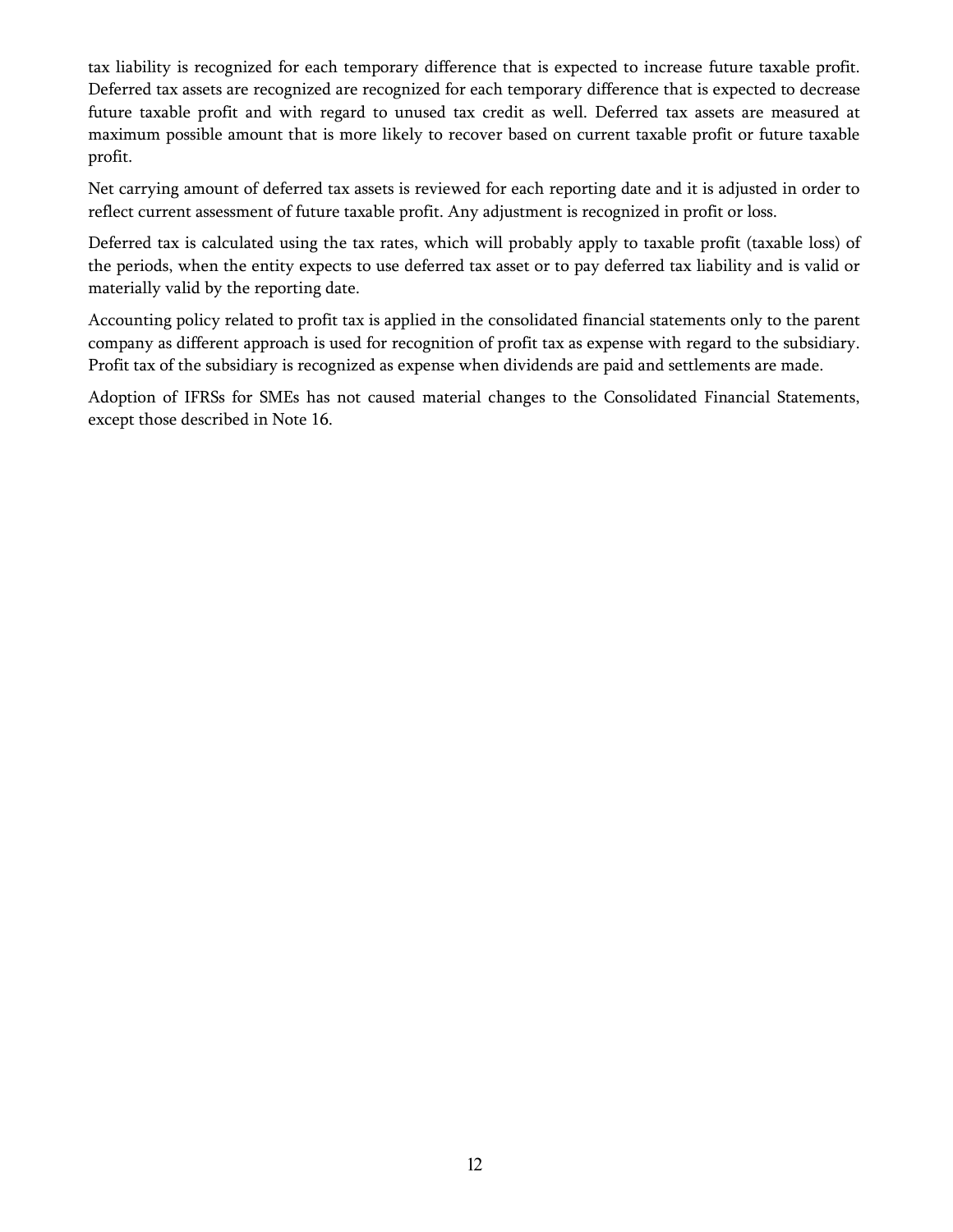tax liability is recognized for each temporary difference that is expected to increase future taxable profit. Deferred tax assets are recognized are recognized for each temporary difference that is expected to decrease future taxable profit and with regard to unused tax credit as well. Deferred tax assets are measured at maximum possible amount that is more likely to recover based on current taxable profit or future taxable profit.

Net carrying amount of deferred tax assets is reviewed for each reporting date and it is adjusted in order to reflect current assessment of future taxable profit. Any adjustment is recognized in profit or loss.

Deferred tax is calculated using the tax rates, which will probably apply to taxable profit (taxable loss) of the periods, when the entity expects to use deferred tax asset or to pay deferred tax liability and is valid or materially valid by the reporting date.

Accounting policy related to profit tax is applied in the consolidated financial statements only to the parent company as different approach is used for recognition of profit tax as expense with regard to the subsidiary. Profit tax of the subsidiary is recognized as expense when dividends are paid and settlements are made.

Adoption of IFRSs for SMEs has not caused material changes to the Consolidated Financial Statements, except those described in Note 16.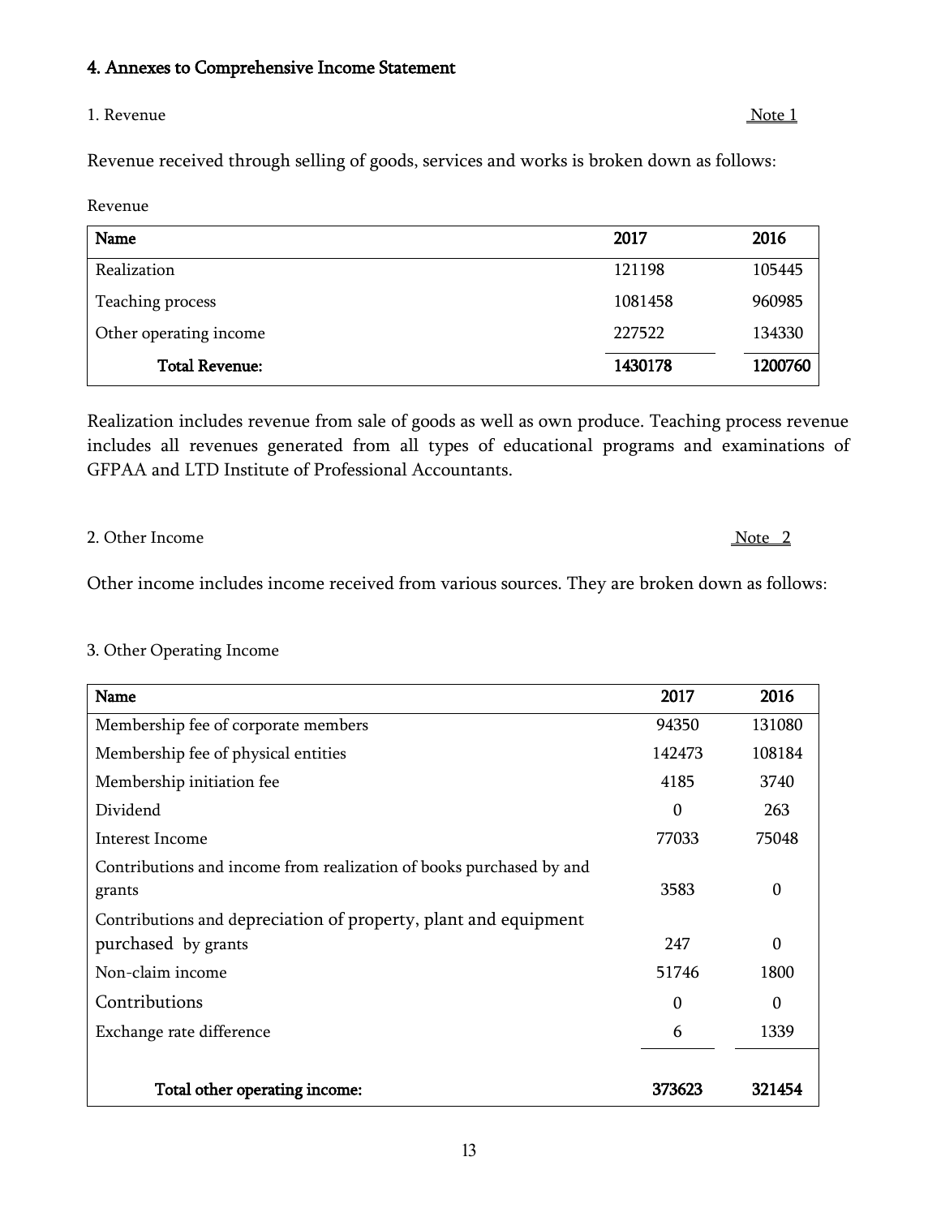## 4. Annexes to Comprehensive Income Statement

1. Revenue Note 1

Revenue received through selling of goods, services and works is broken down as follows:

Revenue

| Name | 2017 | 2016 |
|---|---|---|
| Realization | 121198 | 105445 |
| Teaching process | 1081458 | 960985 |
| Other operating income | 227522 | 134330 |
| **Total Revenue:** | **1430178** | **1200760** |

Realization includes revenue from sale of goods as well as own produce. Teaching process revenue includes all revenues generated from all types of educational programs and examinations of GFPAA and LTD Institute of Professional Accountants.

2. Other Income Note 2

Other income includes income received from various sources. They are broken down as follows:

3. Other Operating Income

| Name | 2017 | 2016 |
|---|---|---|
| Membership fee of corporate members | 94350 | 131080 |
| Membership fee of physical entities | 142473 | 108184 |
| Membership initiation fee | 4185 | 3740 |
| Dividend | 0 | 263 |
| Interest Income | 77033 | 75048 |
| Contributions and income from realization of books purchased by and grants | 3583 | 0 |
| Contributions and depreciation of property, plant and equipment purchased by grants | 247 | 0 |
| Non-claim income | 51746 | 1800 |
| Contributions | 0 | 0 |
| Exchange rate difference | 6 | 1339 |
| **Total other operating income:** | **373623** | **321454** |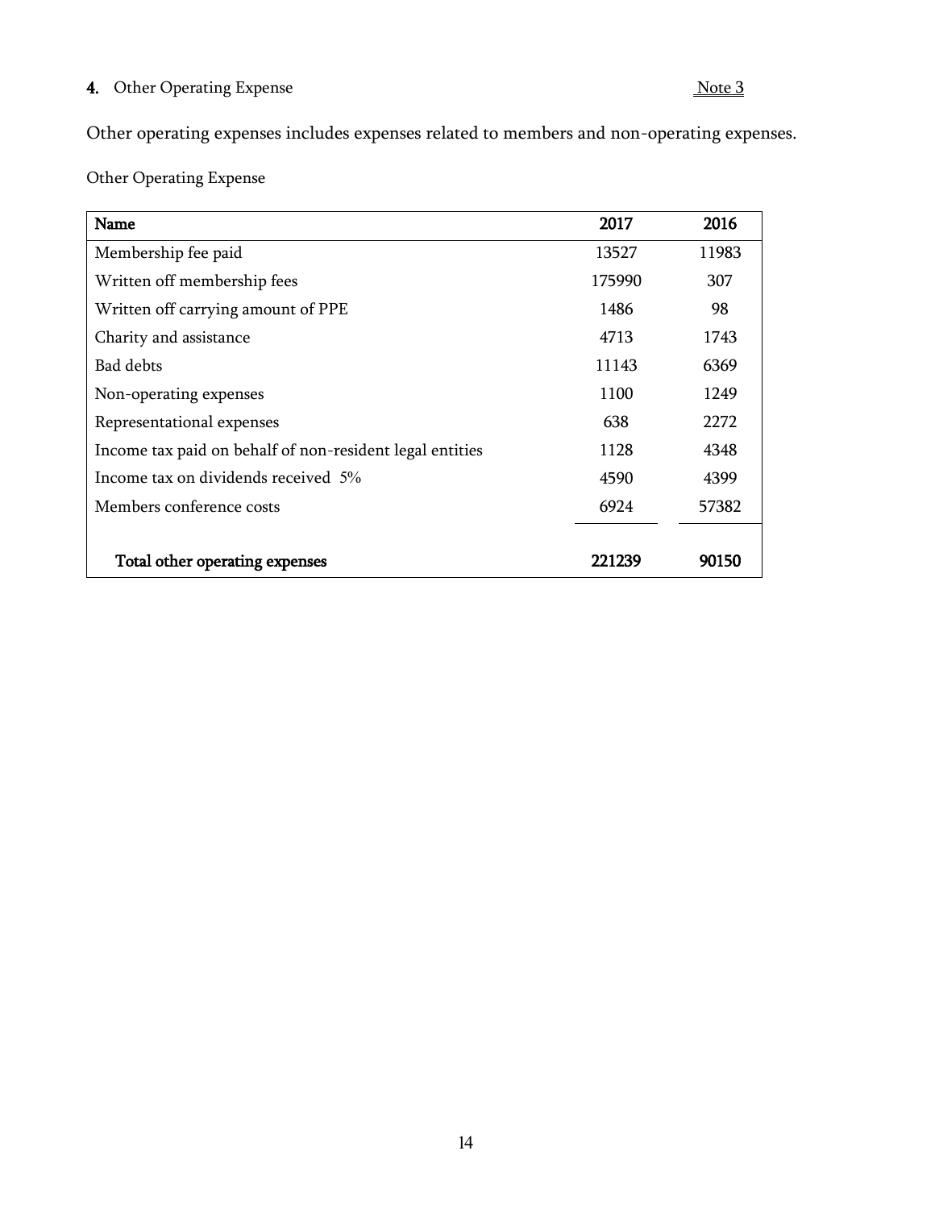**4.** Other Operating Expense Note 3

Other operating expenses includes expenses related to members and non-operating expenses.

Other Operating Expense

| Name | 2017 | 2016 |
|---|---|---|
| Membership fee paid | 13527 | 11983 |
| Written off membership fees | 175990 | 307 |
| Written off carrying amount of PPE | 1486 | 98 |
| Charity and assistance | 4713 | 1743 |
| Bad debts | 11143 | 6369 |
| Non-operating expenses | 1100 | 1249 |
| Representational expenses | 638 | 2272 |
| Income tax paid on behalf of non-resident legal entities | 1128 | 4348 |
| Income tax on dividends received 5% | 4590 | 4399 |
| Members conference costs | 6924 | 57382 |
| **Total other operating expenses** | **221239** | **90150** |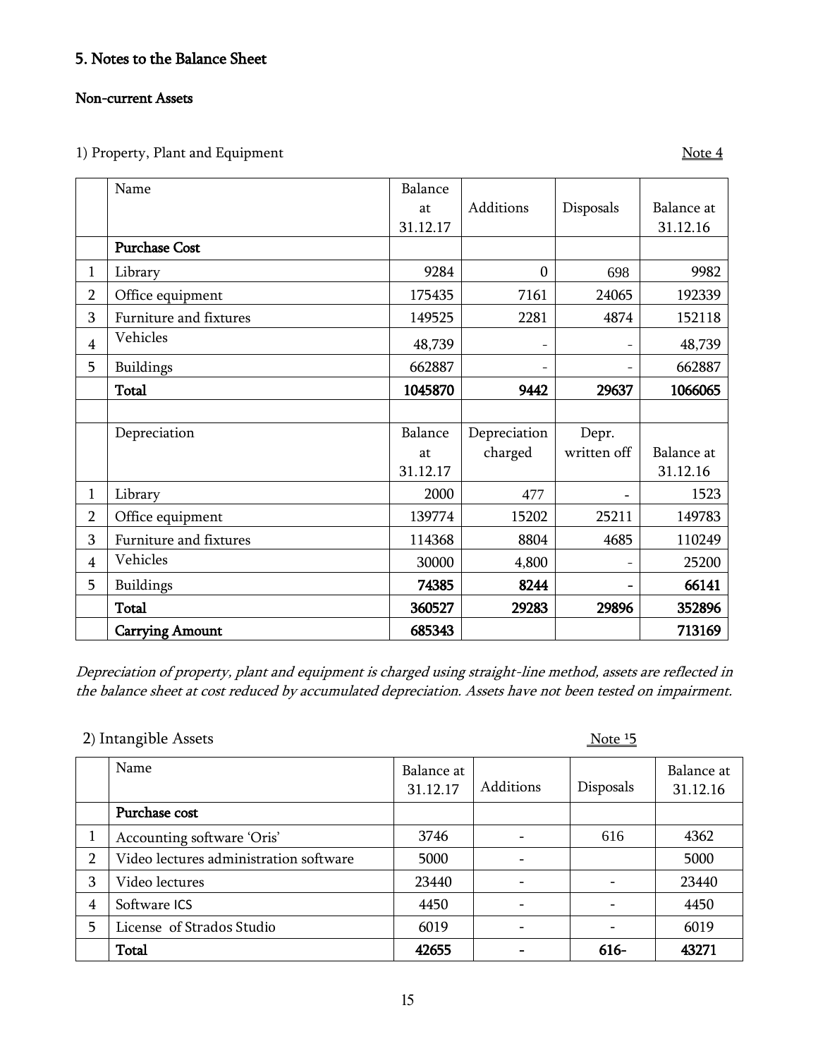## 5. Notes to the Balance Sheet

### Non-current Assets

1) Property, Plant and Equipment <u>Note 4</u>

| | Name | Balance at 31.12.17 | Additions | Disposals | Balance at 31.12.16 |
|---|---|---|---|---|---|
| | **Purchase Cost** | | | | |
| 1 | Library | 9284 | 0 | 698 | 9982 |
| 2 | Office equipment | 175435 | 7161 | 24065 | 192339 |
| 3 | Furniture and fixtures | 149525 | 2281 | 4874 | 152118 |
| 4 | Vehicles | 48,739 | - | - | 48,739 |
| 5 | Buildings | 662887 | - | - | 662887 |
| | **Total** | **1045870** | **9442** | **29637** | **1066065** |
| | | | | | |
| | Depreciation | Balance at 31.12.17 | Depreciation charged | Depr. written off | Balance at 31.12.16 |
| 1 | Library | 2000 | 477 | - | 1523 |
| 2 | Office equipment | 139774 | 15202 | 25211 | 149783 |
| 3 | Furniture and fixtures | 114368 | 8804 | 4685 | 110249 |
| 4 | Vehicles | 30000 | 4,800 | - | 25200 |
| 5 | Buildings | **74385** | **8244** | **-** | **66141** |
| | **Total** | **360527** | **29283** | **29896** | **352896** |
| | **Carrying Amount** | **685343** | | | **713169** |

*Depreciation of property, plant and equipment is charged using straight-line method, assets are reflected in the balance sheet at cost reduced by accumulated depreciation. Assets have not been tested on impairment.*

2) Intangible Assets <u>Note 15</u>

| | Name | Balance at 31.12.17 | Additions | Disposals | Balance at 31.12.16 |
|---|---|---|---|---|---|
| | **Purchase cost** | | | | |
| 1 | Accounting software 'Oris' | 3746 | - | 616 | 4362 |
| 2 | Video lectures administration software | 5000 | - | | 5000 |
| 3 | Video lectures | 23440 | - | - | 23440 |
| 4 | Software ICS | 4450 | - | - | 4450 |
| 5 | License of Strados Studio | 6019 | - | - | 6019 |
| | **Total** | **42655** | **-** | **616-** | **43271** |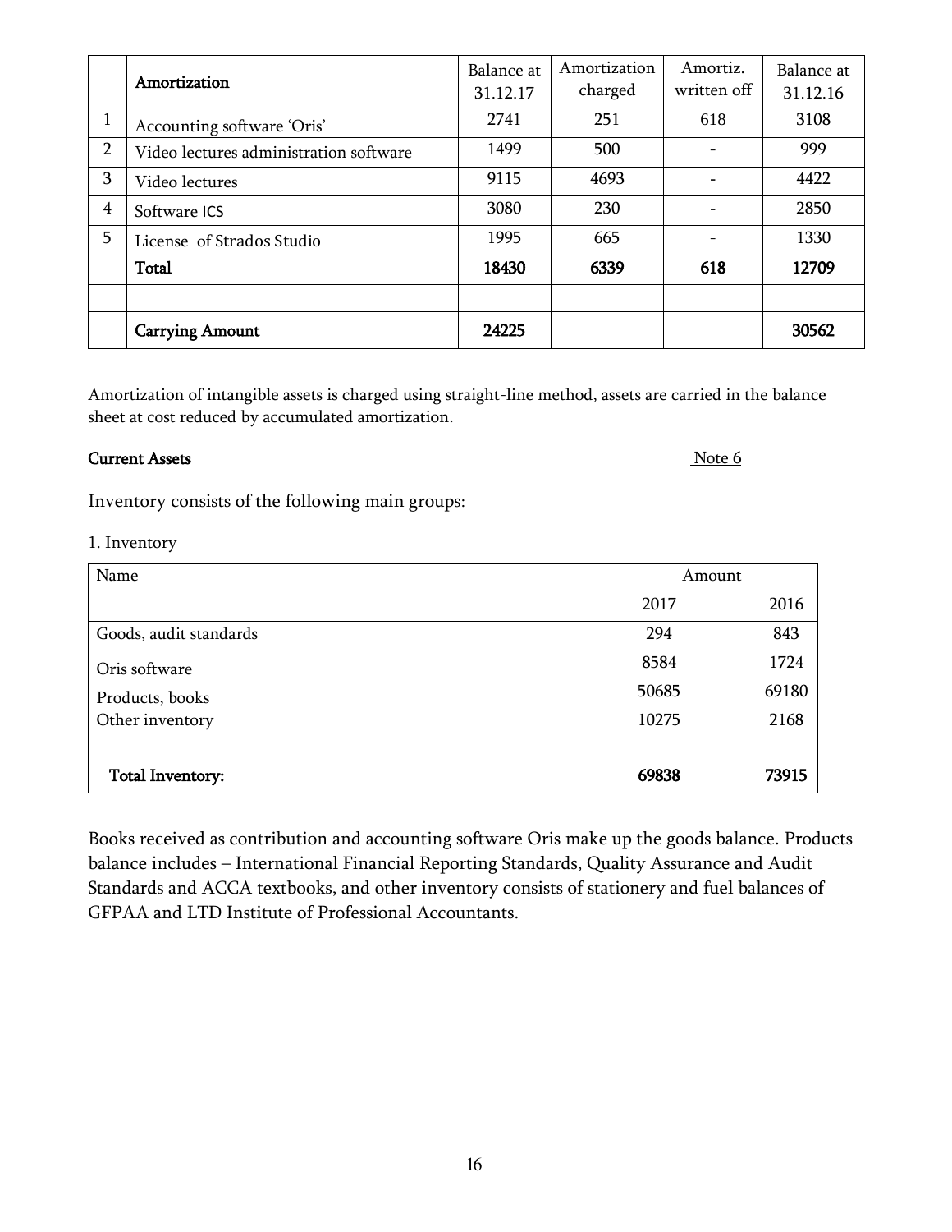|   | **Amortization** | Balance at 31.12.17 | Amortization charged | Amortiz. written off | Balance at 31.12.16 |
|---|---|---|---|---|---|
| 1 | Accounting software 'Oris' | 2741 | 251 | 618 | 3108 |
| 2 | Video lectures administration software | 1499 | 500 | - | 999 |
| 3 | Video lectures | 9115 | 4693 | - | 4422 |
| 4 | Software ICS | 3080 | 230 | - | 2850 |
| 5 | License of Strados Studio | 1995 | 665 | - | 1330 |
|   | **Total** | **18430** | **6339** | **618** | **12709** |
|   |   |   |   |   |   |
|   | **Carrying Amount** | **24225** |   |   | **30562** |

Amortization of intangible assets is charged using straight-line method, assets are carried in the balance sheet at cost reduced by accumulated amortization.

**Current Assets** Note 6

Inventory consists of the following main groups:

1. Inventory

| Name | Amount | |
|---|---|---|
| | 2017 | 2016 |
| Goods, audit standards | 294 | 843 |
| Oris software | 8584 | 1724 |
| Products, books | 50685 | 69180 |
| Other inventory | 10275 | 2168 |
| **Total Inventory:** | **69838** | **73915** |

Books received as contribution and accounting software Oris make up the goods balance. Products balance includes – International Financial Reporting Standards, Quality Assurance and Audit Standards and ACCA textbooks, and other inventory consists of stationery and fuel balances of GFPAA and LTD Institute of Professional Accountants.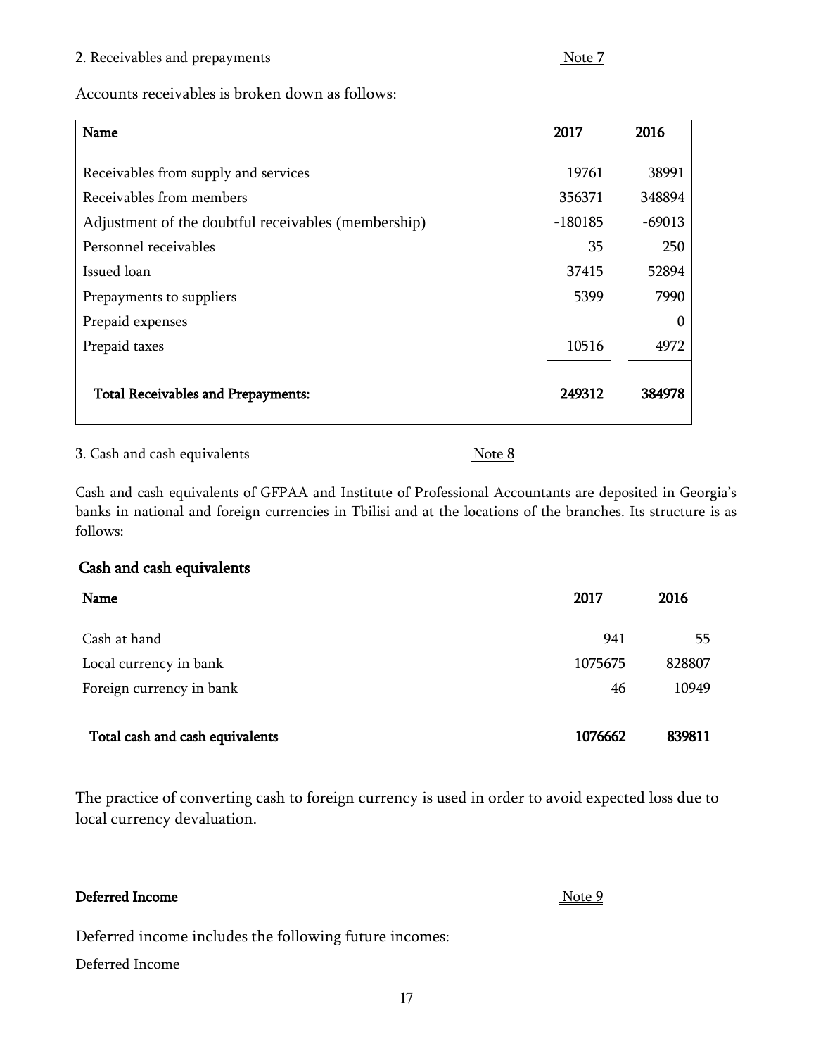2. Receivables and prepayments Note 7

Accounts receivables is broken down as follows:

| Name | 2017 | 2016 |
|---|---|---|
| Receivables from supply and services | 19761 | 38991 |
| Receivables from members | 356371 | 348894 |
| Adjustment of the doubtful receivables (membership) | -180185 | -69013 |
| Personnel receivables | 35 | 250 |
| Issued loan | 37415 | 52894 |
| Prepayments to suppliers | 5399 | 7990 |
| Prepaid expenses | | 0 |
| Prepaid taxes | 10516 | 4972 |
| **Total Receivables and Prepayments:** | **249312** | **384978** |

3. Cash and cash equivalents Note 8

Cash and cash equivalents of GFPAA and Institute of Professional Accountants are deposited in Georgia's banks in national and foreign currencies in Tbilisi and at the locations of the branches. Its structure is as follows:

**Cash and cash equivalents**

| Name | 2017 | 2016 |
|---|---|---|
| Cash at hand | 941 | 55 |
| Local currency in bank | 1075675 | 828807 |
| Foreign currency in bank | 46 | 10949 |
| **Total cash and cash equivalents** | **1076662** | **839811** |

The practice of converting cash to foreign currency is used in order to avoid expected loss due to local currency devaluation.

**Deferred Income** Note 9

Deferred income includes the following future incomes:

Deferred Income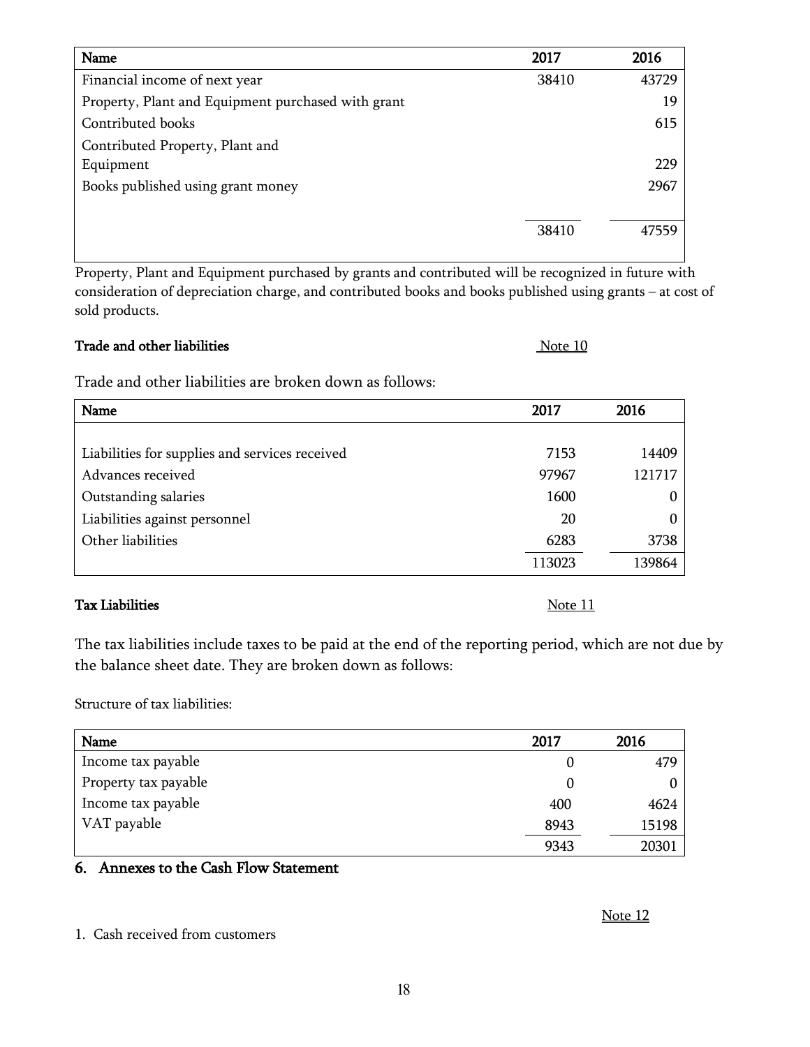| Name | 2017 | 2016 |
|---|---|---|
| Financial income of next year | 38410 | 43729 |
| Property, Plant and Equipment purchased with grant | | 19 |
| Contributed books | | 615 |
| Contributed Property, Plant and Equipment | | 229 |
| Books published using grant money | | 2967 |
| | 38410 | 47559 |

Property, Plant and Equipment purchased by grants and contributed will be recognized in future with consideration of depreciation charge, and contributed books and books published using grants – at cost of sold products.

**Trade and other liabilities** Note 10

Trade and other liabilities are broken down as follows:

| Name | 2017 | 2016 |
|---|---|---|
| Liabilities for supplies and services received | 7153 | 14409 |
| Advances received | 97967 | 121717 |
| Outstanding salaries | 1600 | 0 |
| Liabilities against personnel | 20 | 0 |
| Other liabilities | 6283 | 3738 |
| | 113023 | 139864 |

**Tax Liabilities** Note 11

The tax liabilities include taxes to be paid at the end of the reporting period, which are not due by the balance sheet date. They are broken down as follows:

Structure of tax liabilities:

| Name | 2017 | 2016 |
|---|---|---|
| Income tax payable | 0 | 479 |
| Property tax payable | 0 | 0 |
| Income tax payable | 400 | 4624 |
| VAT payable | 8943 | 15198 |
| | 9343 | 20301 |

## 6. Annexes to the Cash Flow Statement

Note 12

1. Cash received from customers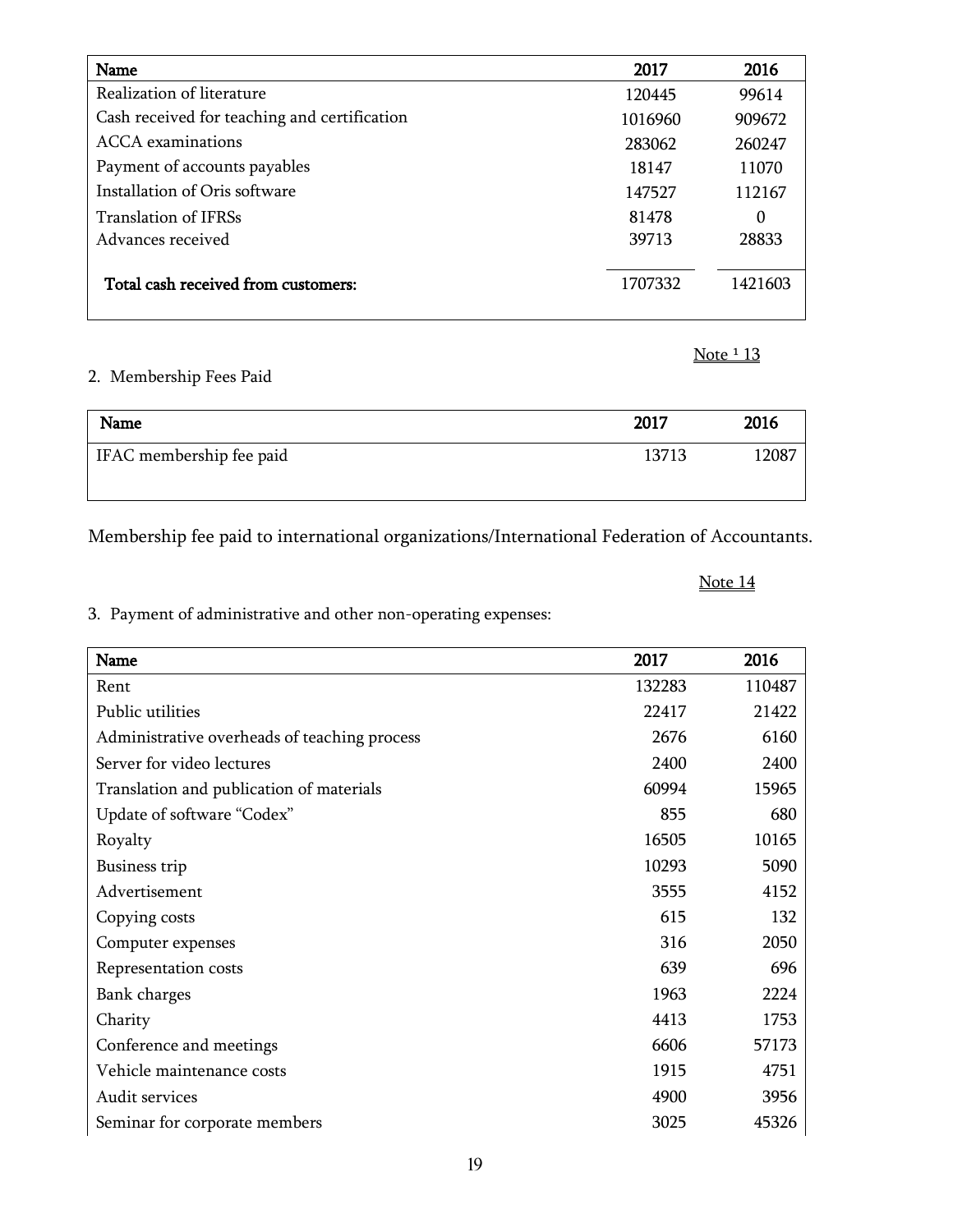| Name | 2017 | 2016 |
|---|---|---|
| Realization of literature | 120445 | 99614 |
| Cash received for teaching and certification | 1016960 | 909672 |
| ACCA examinations | 283062 | 260247 |
| Payment of accounts payables | 18147 | 11070 |
| Installation of Oris software | 147527 | 112167 |
| Translation of IFRSs | 81478 | 0 |
| Advances received | 39713 | 28833 |
| **Total cash received from customers:** | 1707332 | 1421603 |

Note ¹ 13

2. Membership Fees Paid

| Name | 2017 | 2016 |
|---|---|---|
| IFAC membership fee paid | 13713 | 12087 |

Membership fee paid to international organizations/International Federation of Accountants.

Note 14

3. Payment of administrative and other non-operating expenses:

| Name | 2017 | 2016 |
|---|---|---|
| Rent | 132283 | 110487 |
| Public utilities | 22417 | 21422 |
| Administrative overheads of teaching process | 2676 | 6160 |
| Server for video lectures | 2400 | 2400 |
| Translation and publication of materials | 60994 | 15965 |
| Update of software “Codex” | 855 | 680 |
| Royalty | 16505 | 10165 |
| Business trip | 10293 | 5090 |
| Advertisement | 3555 | 4152 |
| Copying costs | 615 | 132 |
| Computer expenses | 316 | 2050 |
| Representation costs | 639 | 696 |
| Bank charges | 1963 | 2224 |
| Charity | 4413 | 1753 |
| Conference and meetings | 6606 | 57173 |
| Vehicle maintenance costs | 1915 | 4751 |
| Audit services | 4900 | 3956 |
| Seminar for corporate members | 3025 | 45326 |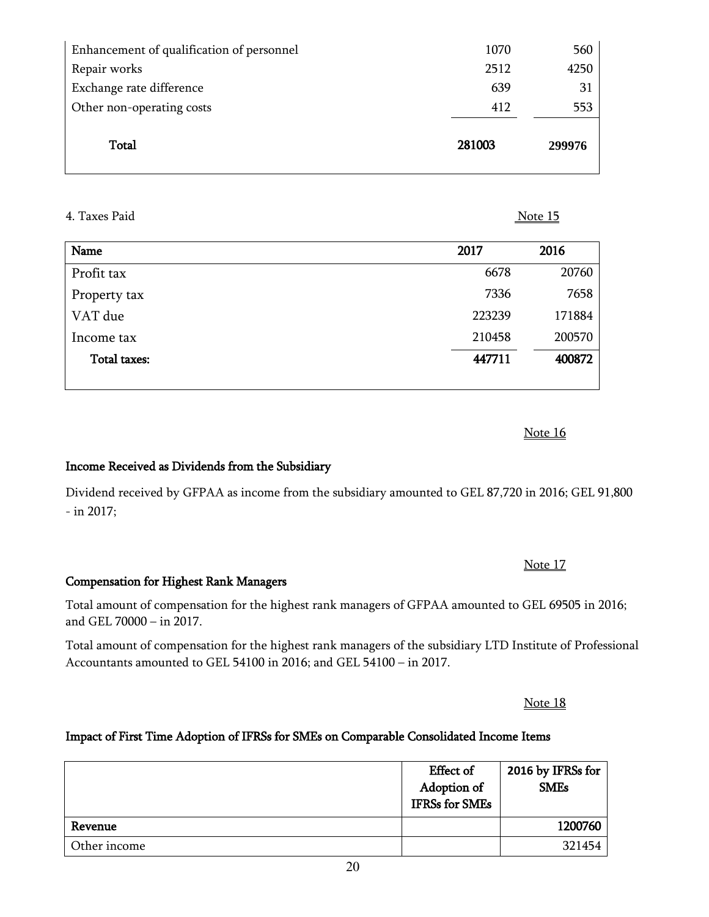| | | |
|---|---|---|
| Enhancement of qualification of personnel | 1070 | 560 |
| Repair works | 2512 | 4250 |
| Exchange rate difference | 639 | 31 |
| Other non-operating costs | 412 | 553 |
| **Total** | **281003** | **299976** |

4. Taxes Paid

Note 15

| Name | 2017 | 2016 |
|---|---|---|
| Profit tax | 6678 | 20760 |
| Property tax | 7336 | 7658 |
| VAT due | 223239 | 171884 |
| Income tax | 210458 | 200570 |
| **Total taxes:** | **447711** | **400872** |

Note 16

**Income Received as Dividends from the Subsidiary**

Dividend received by GFPAA as income from the subsidiary amounted to GEL 87,720 in 2016; GEL 91,800 - in 2017;

Note 17

**Compensation for Highest Rank Managers**

Total amount of compensation for the highest rank managers of GFPAA amounted to GEL 69505 in 2016; and GEL 70000 – in 2017.

Total amount of compensation for the highest rank managers of the subsidiary LTD Institute of Professional Accountants amounted to GEL 54100 in 2016; and GEL 54100 – in 2017.

Note 18

**Impact of First Time Adoption of IFRSs for SMEs on Comparable Consolidated Income Items**

| | Effect of Adoption of IFRSs for SMEs | 2016 by IFRSs for SMEs |
|---|---|---|
| **Revenue** | | **1200760** |
| Other income | | 321454 |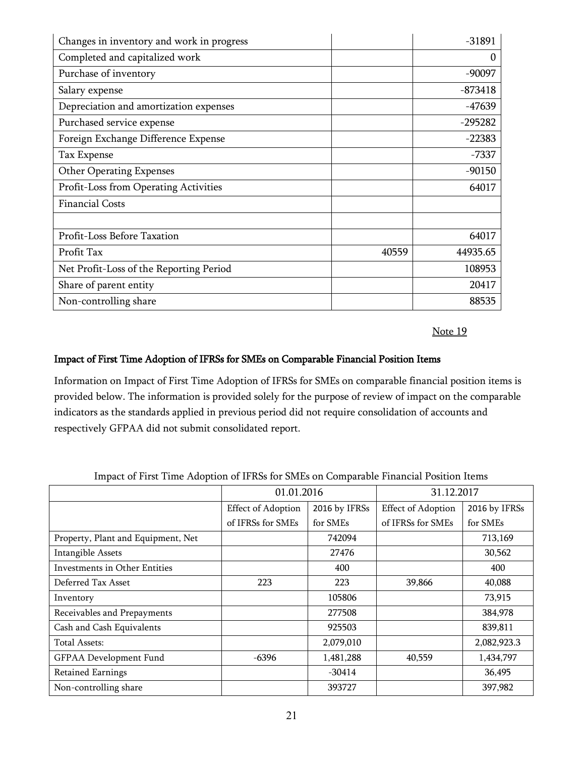| | | |
|---|---|---|
| Changes in inventory and work in progress | | -31891 |
| Completed and capitalized work | | 0 |
| Purchase of inventory | | -90097 |
| Salary expense | | -873418 |
| Depreciation and amortization expenses | | -47639 |
| Purchased service expense | | -295282 |
| Foreign Exchange Difference Expense | | -22383 |
| Tax Expense | | -7337 |
| Other Operating Expenses | | -90150 |
| Profit-Loss from Operating Activities | | 64017 |
| Financial Costs | | |
| | | |
| Profit-Loss Before Taxation | | 64017 |
| Profit Tax | 40559 | 44935.65 |
| Net Profit-Loss of the Reporting Period | | 108953 |
| Share of parent entity | | 20417 |
| Non-controlling share | | 88535 |

Note 19

### Impact of First Time Adoption of IFRSs for SMEs on Comparable Financial Position Items

Information on Impact of First Time Adoption of IFRSs for SMEs on comparable financial position items is provided below. The information is provided solely for the purpose of review of impact on the comparable indicators as the standards applied in previous period did not require consolidation of accounts and respectively GFPAA did not submit consolidated report.

Impact of First Time Adoption of IFRSs for SMEs on Comparable Financial Position Items

| | 01.01.2016 | | 31.12.2017 | |
|---|---|---|---|---|
| | Effect of Adoption of IFRSs for SMEs | 2016 by IFRSs for SMEs | Effect of Adoption of IFRSs for SMEs | 2016 by IFRSs for SMEs |
| Property, Plant and Equipment, Net | | 742094 | | 713,169 |
| Intangible Assets | | 27476 | | 30,562 |
| Investments in Other Entities | | 400 | | 400 |
| Deferred Tax Asset | 223 | 223 | 39,866 | 40,088 |
| Inventory | | 105806 | | 73,915 |
| Receivables and Prepayments | | 277508 | | 384,978 |
| Cash and Cash Equivalents | | 925503 | | 839,811 |
| Total Assets: | | 2,079,010 | | 2,082,923.3 |
| GFPAA Development Fund | -6396 | 1,481,288 | 40,559 | 1,434,797 |
| Retained Earnings | | -30414 | | 36,495 |
| Non-controlling share | | 393727 | | 397,982 |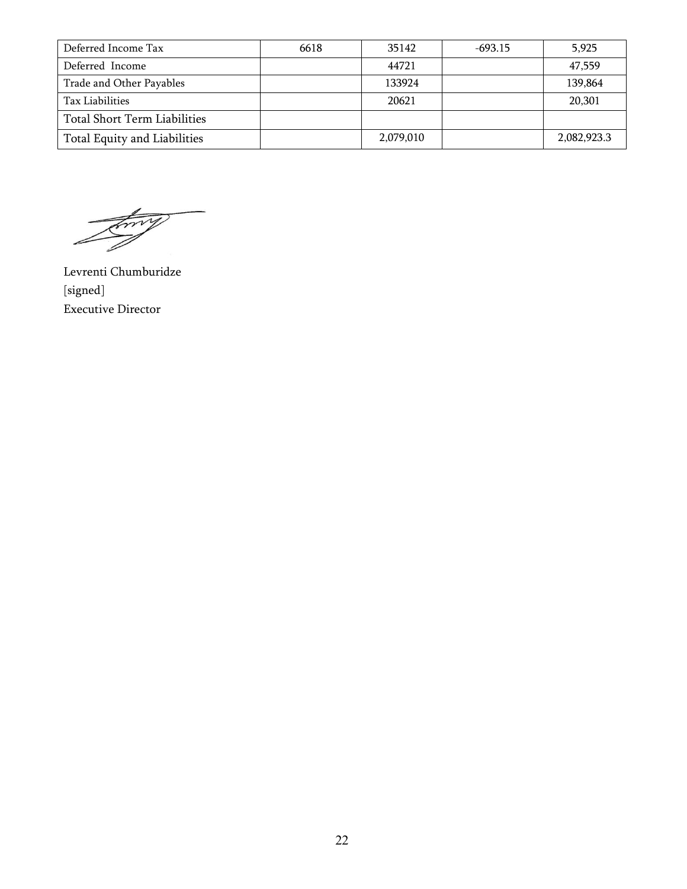| | | | | |
|---|---|---|---|---|
| Deferred Income Tax | 6618 | 35142 | -693.15 | 5,925 |
| Deferred Income | | 44721 | | 47,559 |
| Trade and Other Payables | | 133924 | | 139,864 |
| Tax Liabilities | | 20621 | | 20,301 |
| Total Short Term Liabilities | | | | |
| Total Equity and Liabilities | | 2,079,010 | | 2,082,923.3 |

Levrenti Chumburidze
[signed]
Executive Director